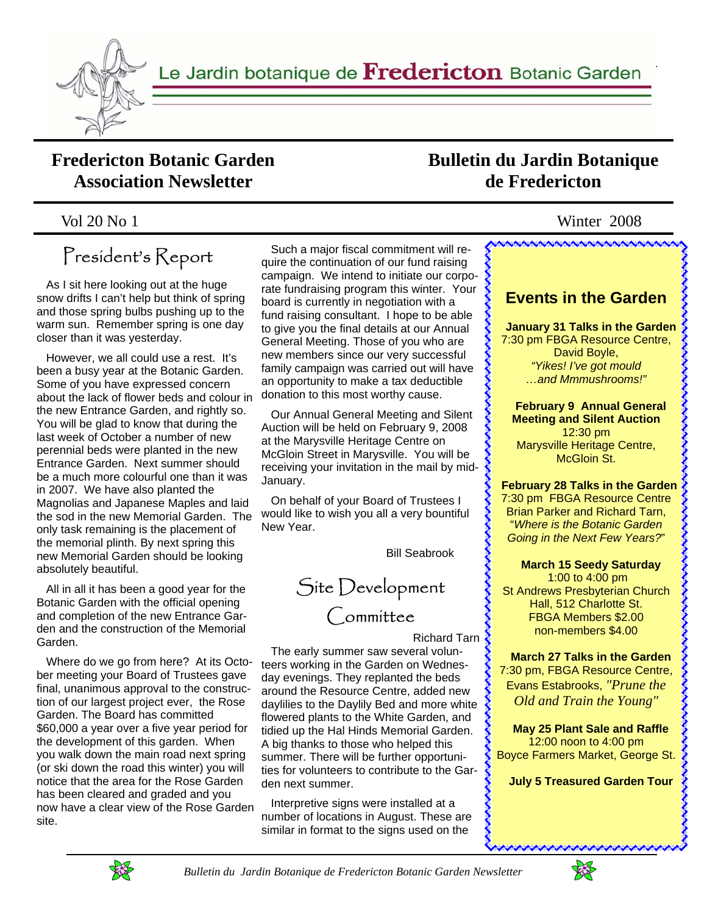Le Jardin botanique de **Fredericton** Botanic Garden

# Fredericton Botanic Garden Association Newsletter

# Bulletin du Jardin Botanique de Fredericton

Vol 20 No 1 — Winter 2008

## President's Report

As I sit here looking out at the huge snow drifts I can't help but think of spring and those spring bulbs pushing up to the warm sun. Remember spring is one day closer than it was yesterday.

However, we all could use a rest. It's been a busy year at the Botanic Garden. Some of you have expressed concern about the lack of flower beds and colour in the new Entrance Garden, and rightly so. You will be glad to know that during the last week of October a number of new perennial beds were planted in the new Entrance Garden. Next summer should be a much more colourful one than it was in 2007. We have also planted the Magnolias and Japanese Maples and laid the sod in the new Memorial Garden. The only task remaining is the placement of the memorial plinth. By next spring this new Memorial Garden should be looking absolutely beautiful.

All in all it has been a good year for the Botanic Garden with the official opening and completion of the new Entrance Garden and the construction of the Memorial Garden.

Where do we go from here? At its October meeting your Board of Trustees gave final, unanimous approval to the construction of our largest project ever, the Rose Garden. The Board has committed $60,000 a year over a five year period for the development of this garden. When you walk down the main road next spring (or ski down the road this winter) you will notice that the area for the Rose Garden has been cleared and graded and you now have a clear view of the Rose Garden site.

Such a major fiscal commitment will require the continuation of our fund raising campaign. We intend to initiate our corporate fundraising program this winter. Your board is currently in negotiation with a fund raising consultant. I hope to be able to give you the final details at our Annual General Meeting. Those of you who are new members since our very successful family campaign was carried out will have an opportunity to make a tax deductible donation to this most worthy cause.

Our Annual General Meeting and Silent Auction will be held on February 9, 2008 at the Marysville Heritage Centre on McGloin Street in Marysville. You will be receiving your invitation in the mail by mid-January.

On behalf of your Board of Trustees I would like to wish you all a very bountiful New Year.

Bill Seabrook

## Site Development Committee

Richard Tarn

The early summer saw several volunteers working in the Garden on Wednesday evenings. They replanted the beds around the Resource Centre, added new daylilies to the Daylily Bed and more white flowered plants to the White Garden, and tidied up the Hal Hinds Memorial Garden. A big thanks to those who helped this summer. There will be further opportunities for volunteers to contribute to the Garden next summer.

Interpretive signs were installed at a number of locations in August. These are similar in format to the signs used on the

---

## Events in the Garden

**January 31 Talks in the Garden**
7:30 pm FBGA Resource Centre,
David Boyle,
*"Yikes! I've got mould …and Mmmushrooms!"*

**February 9 Annual General Meeting and Silent Auction**
12:30 pm
Marysville Heritage Centre,
McGloin St.

**February 28 Talks in the Garden**
7:30 pm FBGA Resource Centre
Brian Parker and Richard Tarn,
"*Where is the Botanic Garden Going in the Next Few Years?*"

**March 15 Seedy Saturday**
1:00 to 4:00 pm
St Andrews Presbyterian Church Hall, 512 Charlotte St.
FBGA Members $2.00
non-members $4.00

**March 27 Talks in the Garden**
7:30 pm, FBGA Resource Centre,
Evans Estabrooks, *"Prune the Old and Train the Young"*

**May 25 Plant Sale and Raffle**
12:00 noon to 4:00 pm
Boyce Farmers Market, George St.

**July 5 Treasured Garden Tour**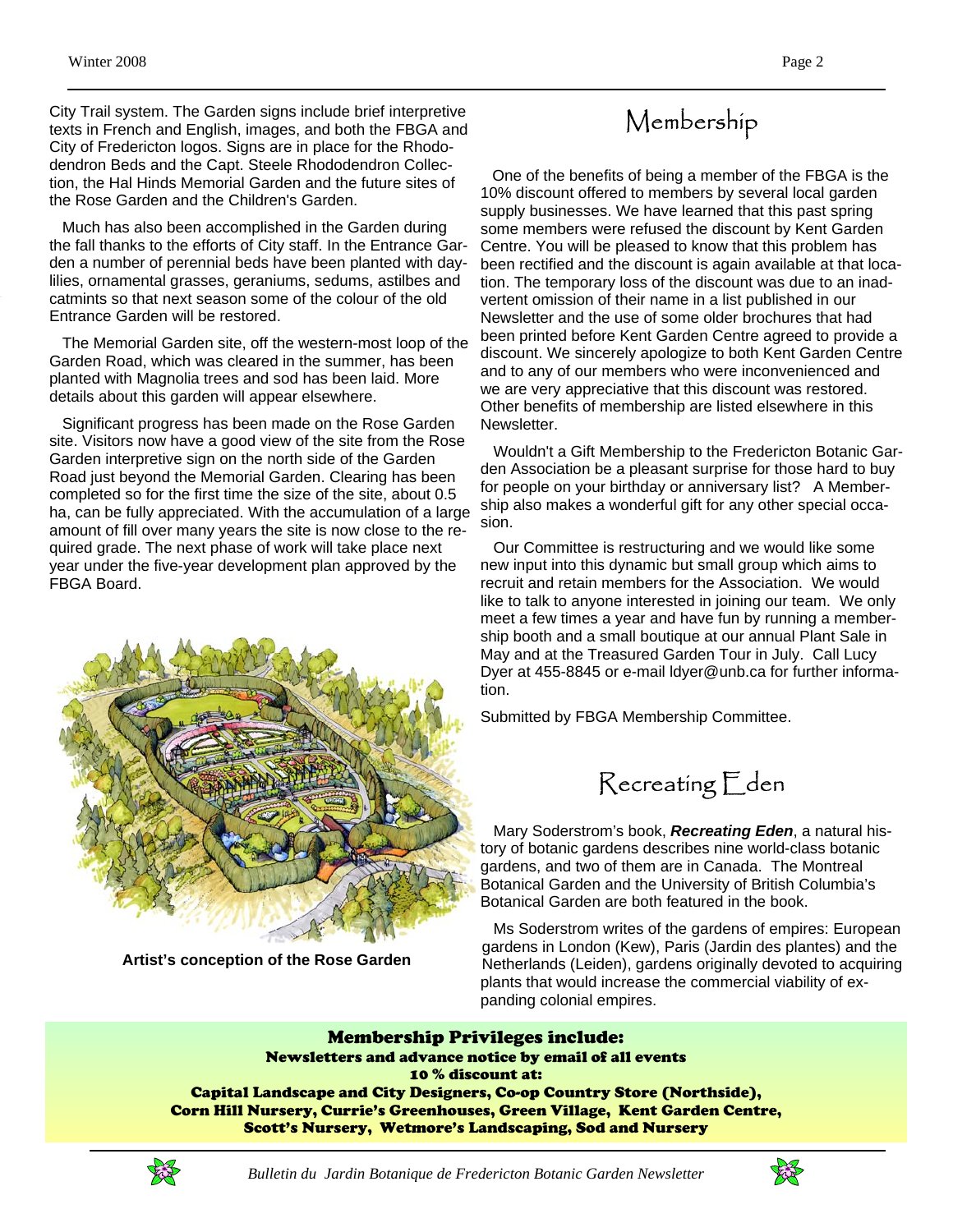City Trail system. The Garden signs include brief interpretive texts in French and English, images, and both the FBGA and City of Fredericton logos. Signs are in place for the Rhododendron Beds and the Capt. Steele Rhododendron Collection, the Hal Hinds Memorial Garden and the future sites of the Rose Garden and the Children's Garden.

Much has also been accomplished in the Garden during the fall thanks to the efforts of City staff. In the Entrance Garden a number of perennial beds have been planted with daylilies, ornamental grasses, geraniums, sedums, astilbes and catmints so that next season some of the colour of the old Entrance Garden will be restored.

The Memorial Garden site, off the western-most loop of the Garden Road, which was cleared in the summer, has been planted with Magnolia trees and sod has been laid. More details about this garden will appear elsewhere.

Significant progress has been made on the Rose Garden site. Visitors now have a good view of the site from the Rose Garden interpretive sign on the north side of the Garden Road just beyond the Memorial Garden. Clearing has been completed so for the first time the size of the site, about 0.5 ha, can be fully appreciated. With the accumulation of a large amount of fill over many years the site is now close to the required grade. The next phase of work will take place next year under the five-year development plan approved by the FBGA Board.

**Artist's conception of the Rose Garden**

## Membership

One of the benefits of being a member of the FBGA is the 10% discount offered to members by several local garden supply businesses. We have learned that this past spring some members were refused the discount by Kent Garden Centre. You will be pleased to know that this problem has been rectified and the discount is again available at that location. The temporary loss of the discount was due to an inadvertent omission of their name in a list published in our Newsletter and the use of some older brochures that had been printed before Kent Garden Centre agreed to provide a discount. We sincerely apologize to both Kent Garden Centre and to any of our members who were inconvenienced and we are very appreciative that this discount was restored. Other benefits of membership are listed elsewhere in this Newsletter.

Wouldn't a Gift Membership to the Fredericton Botanic Garden Association be a pleasant surprise for those hard to buy for people on your birthday or anniversary list? A Membership also makes a wonderful gift for any other special occasion.

Our Committee is restructuring and we would like some new input into this dynamic but small group which aims to recruit and retain members for the Association. We would like to talk to anyone interested in joining our team. We only meet a few times a year and have fun by running a membership booth and a small boutique at our annual Plant Sale in May and at the Treasured Garden Tour in July. Call Lucy Dyer at 455-8845 or e-mail ldyer@unb.ca for further information.

Submitted by FBGA Membership Committee.

## Recreating Eden

Mary Soderstrom's book, ***Recreating Eden***, a natural history of botanic gardens describes nine world-class botanic gardens, and two of them are in Canada. The Montreal Botanical Garden and the University of British Columbia's Botanical Garden are both featured in the book.

Ms Soderstrom writes of the gardens of empires: European gardens in London (Kew), Paris (Jardin des plantes) and the Netherlands (Leiden), gardens originally devoted to acquiring plants that would increase the commercial viability of expanding colonial empires.

**Membership Privileges include:**
**Newsletters and advance notice by email of all events**
**10 % discount at:**
**Capital Landscape and City Designers, Co-op Country Store (Northside), Corn Hill Nursery, Currie's Greenhouses, Green Village, Kent Garden Centre, Scott's Nursery, Wetmore's Landscaping, Sod and Nursery**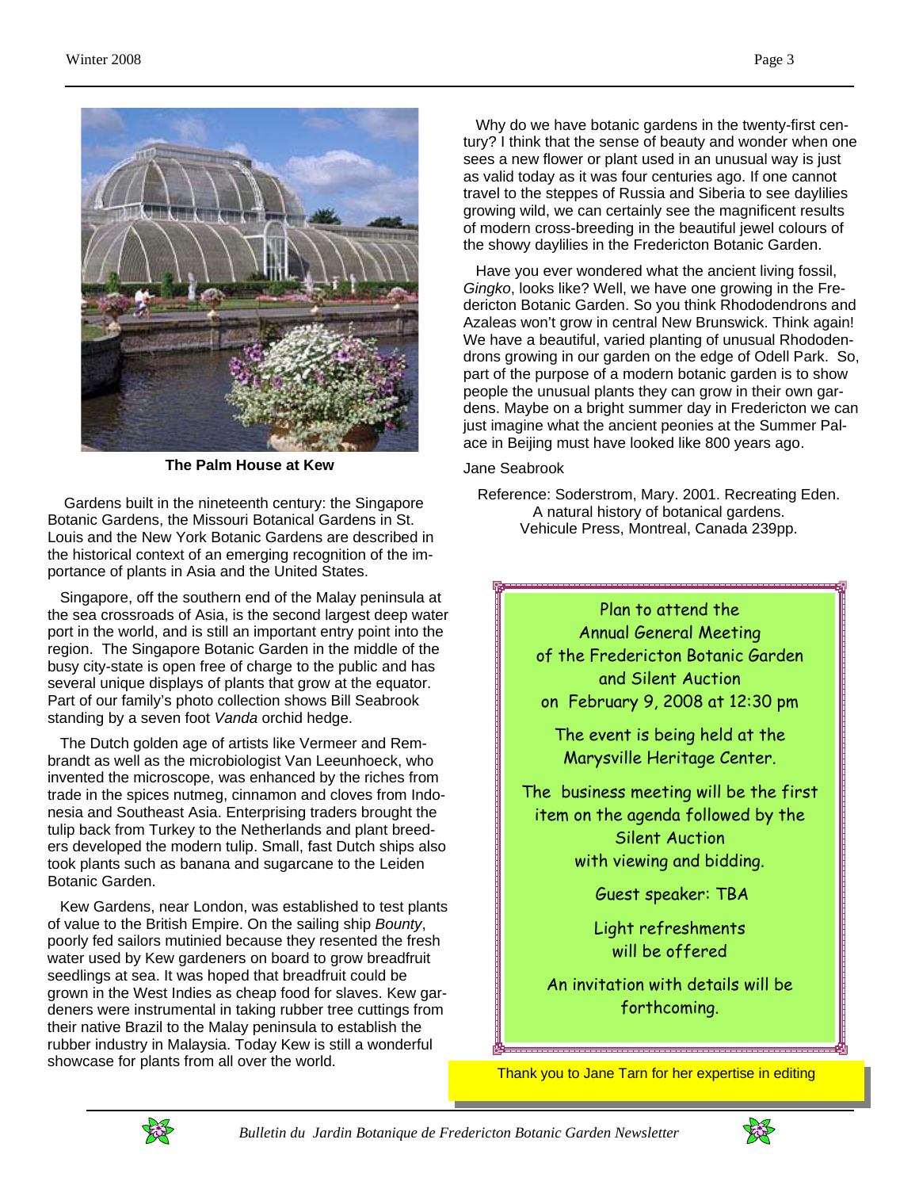**The Palm House at Kew**

Gardens built in the nineteenth century: the Singapore Botanic Gardens, the Missouri Botanical Gardens in St. Louis and the New York Botanic Gardens are described in the historical context of an emerging recognition of the importance of plants in Asia and the United States.

Singapore, off the southern end of the Malay peninsula at the sea crossroads of Asia, is the second largest deep water port in the world, and is still an important entry point into the region. The Singapore Botanic Garden in the middle of the busy city-state is open free of charge to the public and has several unique displays of plants that grow at the equator. Part of our family's photo collection shows Bill Seabrook standing by a seven foot *Vanda* orchid hedge.

The Dutch golden age of artists like Vermeer and Rembrandt as well as the microbiologist Van Leeunhoeck, who invented the microscope, was enhanced by the riches from trade in the spices nutmeg, cinnamon and cloves from Indonesia and Southeast Asia. Enterprising traders brought the tulip back from Turkey to the Netherlands and plant breeders developed the modern tulip. Small, fast Dutch ships also took plants such as banana and sugarcane to the Leiden Botanic Garden.

Kew Gardens, near London, was established to test plants of value to the British Empire. On the sailing ship *Bounty*, poorly fed sailors mutinied because they resented the fresh water used by Kew gardeners on board to grow breadfruit seedlings at sea. It was hoped that breadfruit could be grown in the West Indies as cheap food for slaves. Kew gardeners were instrumental in taking rubber tree cuttings from their native Brazil to the Malay peninsula to establish the rubber industry in Malaysia. Today Kew is still a wonderful showcase for plants from all over the world.

Why do we have botanic gardens in the twenty-first century? I think that the sense of beauty and wonder when one sees a new flower or plant used in an unusual way is just as valid today as it was four centuries ago. If one cannot travel to the steppes of Russia and Siberia to see daylilies growing wild, we can certainly see the magnificent results of modern cross-breeding in the beautiful jewel colours of the showy daylilies in the Fredericton Botanic Garden.

Have you ever wondered what the ancient living fossil, *Gingko*, looks like? Well, we have one growing in the Fredericton Botanic Garden. So you think Rhododendrons and Azaleas won't grow in central New Brunswick. Think again! We have a beautiful, varied planting of unusual Rhododendrons growing in our garden on the edge of Odell Park. So, part of the purpose of a modern botanic garden is to show people the unusual plants they can grow in their own gardens. Maybe on a bright summer day in Fredericton we can just imagine what the ancient peonies at the Summer Palace in Beijing must have looked like 800 years ago.

Jane Seabrook

Reference: Soderstrom, Mary. 2001. Recreating Eden. A natural history of botanical gardens. Vehicule Press, Montreal, Canada 239pp.

Plan to attend the Annual General Meeting of the Fredericton Botanic Garden and Silent Auction on February 9, 2008 at 12:30 pm

The event is being held at the Marysville Heritage Center.

The business meeting will be the first item on the agenda followed by the Silent Auction with viewing and bidding.

Guest speaker: TBA

Light refreshments will be offered

An invitation with details will be forthcoming.

Thank you to Jane Tarn for her expertise in editing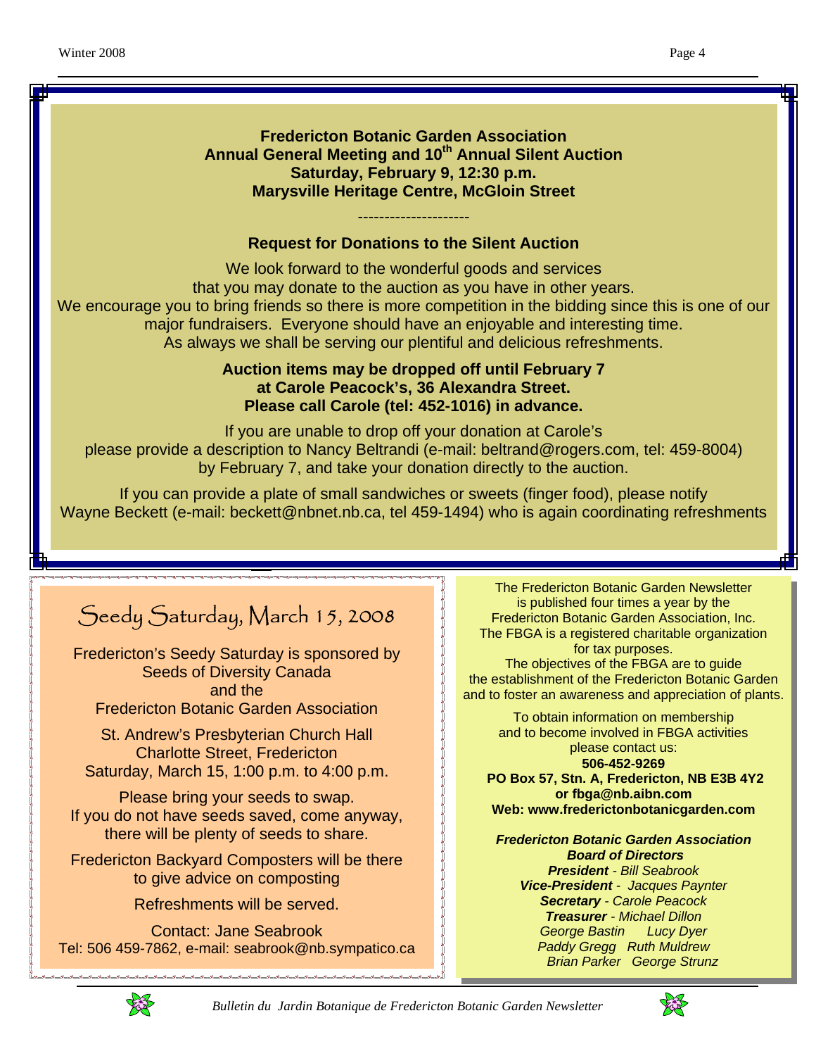**Fredericton Botanic Garden Association**
**Annual General Meeting and 10th Annual Silent Auction**
**Saturday, February 9, 12:30 p.m.**
**Marysville Heritage Centre, McGloin Street**

---

**Request for Donations to the Silent Auction**

We look forward to the wonderful goods and services that you may donate to the auction as you have in other years. We encourage you to bring friends so there is more competition in the bidding since this is one of our major fundraisers. Everyone should have an enjoyable and interesting time. As always we shall be serving our plentiful and delicious refreshments.

**Auction items may be dropped off until February 7 at Carole Peacock's, 36 Alexandra Street. Please call Carole (tel: 452-1016) in advance.**

If you are unable to drop off your donation at Carole's please provide a description to Nancy Beltrandi (e-mail: beltrand@rogers.com, tel: 459-8004) by February 7, and take your donation directly to the auction.

If you can provide a plate of small sandwiches or sweets (finger food), please notify Wayne Beckett (e-mail: beckett@nbnet.nb.ca, tel 459-1494) who is again coordinating refreshments

## Seedy Saturday, March 15, 2008

Fredericton's Seedy Saturday is sponsored by Seeds of Diversity Canada and the Fredericton Botanic Garden Association

St. Andrew's Presbyterian Church Hall
Charlotte Street, Fredericton
Saturday, March 15, 1:00 p.m. to 4:00 p.m.

Please bring your seeds to swap. If you do not have seeds saved, come anyway, there will be plenty of seeds to share.

Fredericton Backyard Composters will be there to give advice on composting

Refreshments will be served.

Contact: Jane Seabrook
Tel: 506 459-7862, e-mail: seabrook@nb.sympatico.ca

The Fredericton Botanic Garden Newsletter is published four times a year by the Fredericton Botanic Garden Association, Inc. The FBGA is a registered charitable organization for tax purposes. The objectives of the FBGA are to guide the establishment of the Fredericton Botanic Garden and to foster an awareness and appreciation of plants.

To obtain information on membership and to become involved in FBGA activities please contact us:
**506-452-9269**
**PO Box 57, Stn. A, Fredericton, NB E3B 4Y2**
**or fbga@nb.aibn.com**
**Web: www.frederictonbotanicgarden.com**

***Fredericton Botanic Garden Association Board of Directors***
***President*** *- Bill Seabrook*
***Vice-President*** *- Jacques Paynter*
***Secretary*** *- Carole Peacock*
***Treasurer*** *- Michael Dillon*
*George Bastin     Lucy Dyer*
*Paddy Gregg   Ruth Muldrew*
*Brian Parker   George Strunz*

*Bulletin du Jardin Botanique de Fredericton Botanic Garden Newsletter*